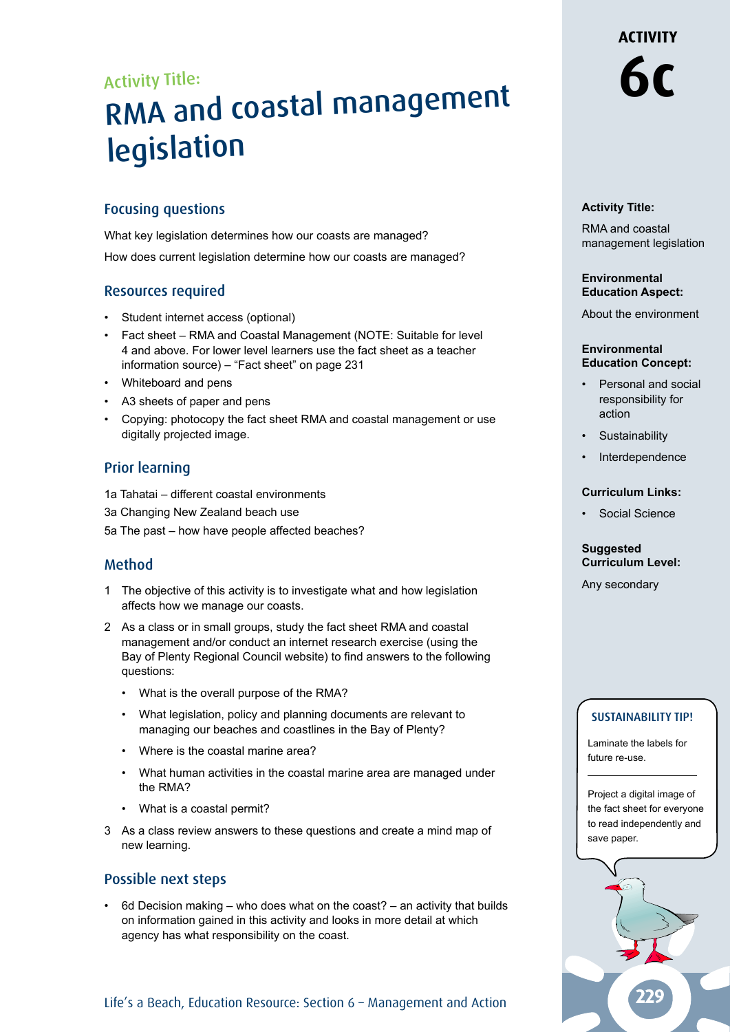# ACTIVITY 6c

Activity Title:

# RMA and coastal management legislation

## Focusing questions

What key legislation determines how our coasts are managed?

How does current legislation determine how our coasts are managed?

## Resources required

- Student internet access (optional)
- Fact sheet – RMA and Coastal Management (NOTE: Suitable for level 4 and above. For lower level learners use the fact sheet as a teacher information source) – "Fact sheet" on page 231
- Whiteboard and pens
- A3 sheets of paper and pens
- Copying: photocopy the fact sheet RMA and coastal management or use digitally projected image.

## Prior learning

1a Tahatai – different coastal environments

3a Changing New Zealand beach use

5a The past – how have people affected beaches?

## Method

1. The objective of this activity is to investigate what and how legislation affects how we manage our coasts.
2. As a class or in small groups, study the fact sheet RMA and coastal management and/or conduct an internet research exercise (using the Bay of Plenty Regional Council website) to find answers to the following questions:
   - What is the overall purpose of the RMA?
   - What legislation, policy and planning documents are relevant to managing our beaches and coastlines in the Bay of Plenty?
   - Where is the coastal marine area?
   - What human activities in the coastal marine area are managed under the RMA?
   - What is a coastal permit?
3. As a class review answers to these questions and create a mind map of new learning.

## Possible next steps

- 6d Decision making – who does what on the coast? – an activity that builds on information gained in this activity and looks in more detail at which agency has what responsibility on the coast.

**Activity Title:**

RMA and coastal management legislation

**Environmental Education Aspect:**

About the environment

**Environmental Education Concept:**

- Personal and social responsibility for action
- Sustainability
- Interdependence

**Curriculum Links:**

- Social Science

**Suggested Curriculum Level:**

Any secondary

**SUSTAINABILITY TIP!**

Laminate the labels for future re-use.

Project a digital image of the fact sheet for everyone to read independently and save paper.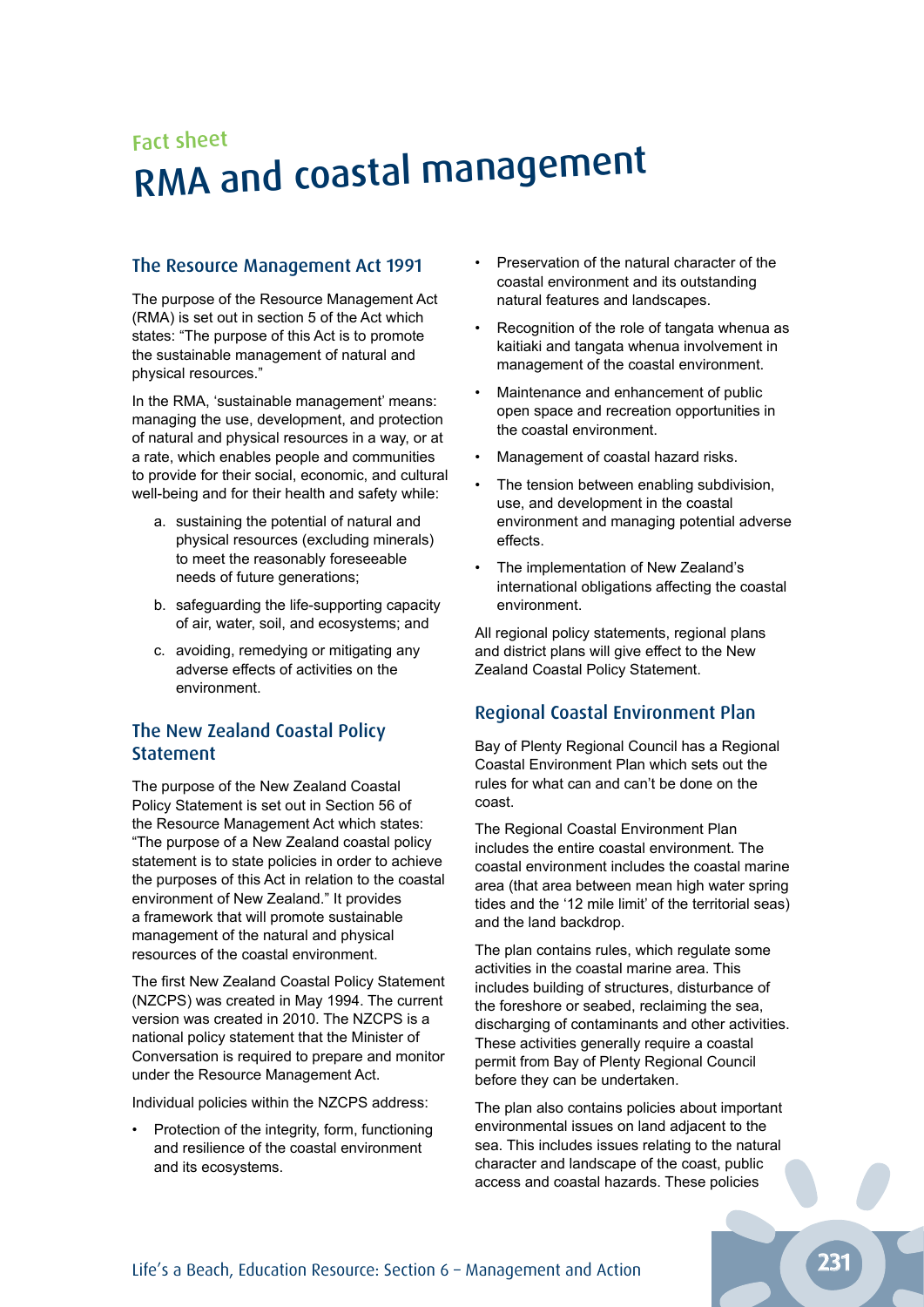Fact sheet

# RMA and coastal management

## The Resource Management Act 1991

The purpose of the Resource Management Act (RMA) is set out in section 5 of the Act which states: "The purpose of this Act is to promote the sustainable management of natural and physical resources."

In the RMA, 'sustainable management' means: managing the use, development, and protection of natural and physical resources in a way, or at a rate, which enables people and communities to provide for their social, economic, and cultural well-being and for their health and safety while:

a. sustaining the potential of natural and physical resources (excluding minerals) to meet the reasonably foreseeable needs of future generations;
b. safeguarding the life-supporting capacity of air, water, soil, and ecosystems; and
c. avoiding, remedying or mitigating any adverse effects of activities on the environment.

## The New Zealand Coastal Policy Statement

The purpose of the New Zealand Coastal Policy Statement is set out in Section 56 of the Resource Management Act which states: "The purpose of a New Zealand coastal policy statement is to state policies in order to achieve the purposes of this Act in relation to the coastal environment of New Zealand." It provides a framework that will promote sustainable management of the natural and physical resources of the coastal environment.

The first New Zealand Coastal Policy Statement (NZCPS) was created in May 1994. The current version was created in 2010. The NZCPS is a national policy statement that the Minister of Conversation is required to prepare and monitor under the Resource Management Act.

Individual policies within the NZCPS address:

- Protection of the integrity, form, functioning and resilience of the coastal environment and its ecosystems.
- Preservation of the natural character of the coastal environment and its outstanding natural features and landscapes.
- Recognition of the role of tangata whenua as kaitiaki and tangata whenua involvement in management of the coastal environment.
- Maintenance and enhancement of public open space and recreation opportunities in the coastal environment.
- Management of coastal hazard risks.
- The tension between enabling subdivision, use, and development in the coastal environment and managing potential adverse effects.
- The implementation of New Zealand's international obligations affecting the coastal environment.

All regional policy statements, regional plans and district plans will give effect to the New Zealand Coastal Policy Statement.

## Regional Coastal Environment Plan

Bay of Plenty Regional Council has a Regional Coastal Environment Plan which sets out the rules for what can and can't be done on the coast.

The Regional Coastal Environment Plan includes the entire coastal environment. The coastal environment includes the coastal marine area (that area between mean high water spring tides and the '12 mile limit' of the territorial seas) and the land backdrop.

The plan contains rules, which regulate some activities in the coastal marine area. This includes building of structures, disturbance of the foreshore or seabed, reclaiming the sea, discharging of contaminants and other activities. These activities generally require a coastal permit from Bay of Plenty Regional Council before they can be undertaken.

The plan also contains policies about important environmental issues on land adjacent to the sea. This includes issues relating to the natural character and landscape of the coast, public access and coastal hazards. These policies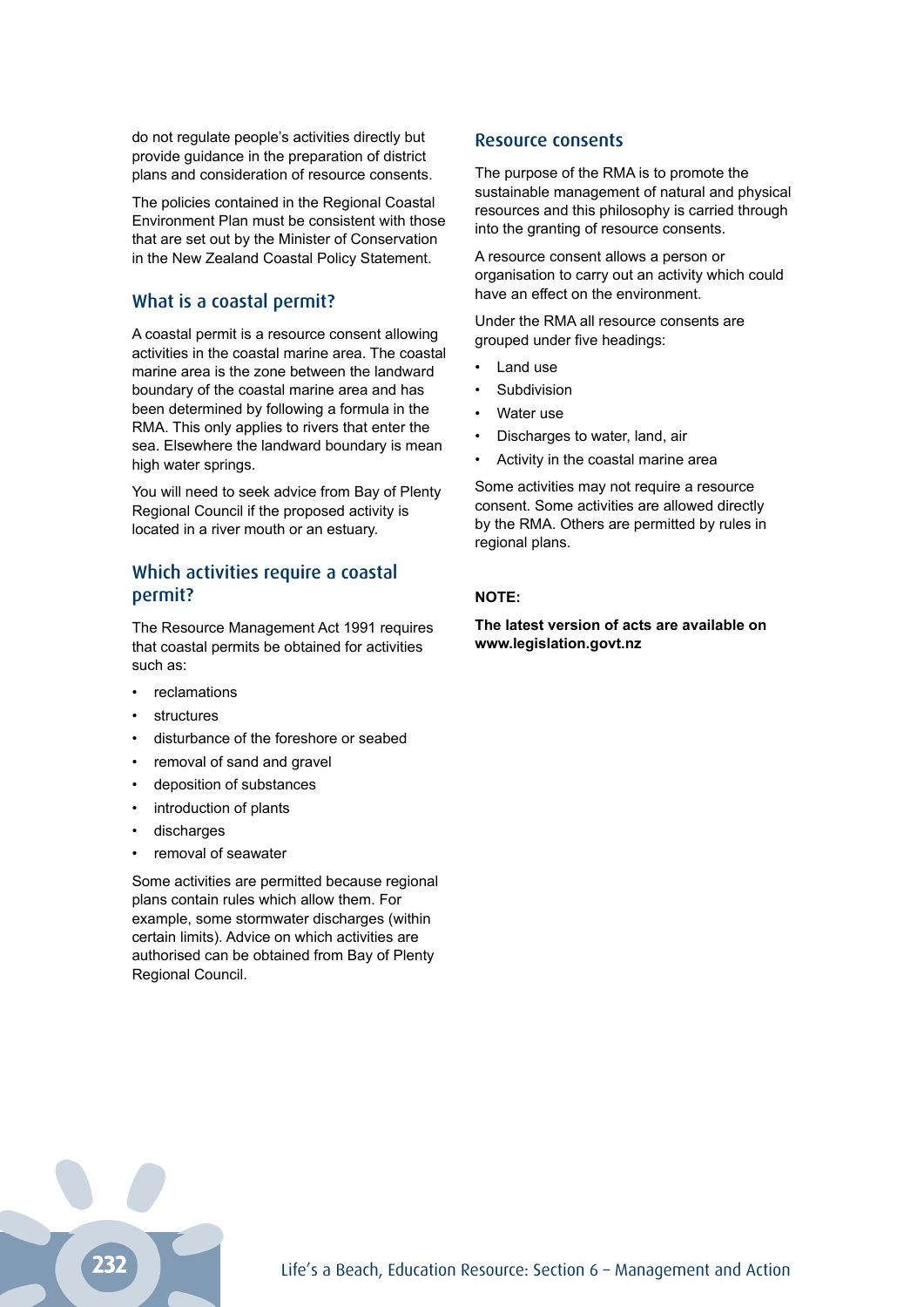do not regulate people's activities directly but provide guidance in the preparation of district plans and consideration of resource consents.

The policies contained in the Regional Coastal Environment Plan must be consistent with those that are set out by the Minister of Conservation in the New Zealand Coastal Policy Statement.

## What is a coastal permit?

A coastal permit is a resource consent allowing activities in the coastal marine area. The coastal marine area is the zone between the landward boundary of the coastal marine area and has been determined by following a formula in the RMA. This only applies to rivers that enter the sea. Elsewhere the landward boundary is mean high water springs.

You will need to seek advice from Bay of Plenty Regional Council if the proposed activity is located in a river mouth or an estuary.

## Which activities require a coastal permit?

The Resource Management Act 1991 requires that coastal permits be obtained for activities such as:

- reclamations
- structures
- disturbance of the foreshore or seabed
- removal of sand and gravel
- deposition of substances
- introduction of plants
- discharges
- removal of seawater

Some activities are permitted because regional plans contain rules which allow them. For example, some stormwater discharges (within certain limits). Advice on which activities are authorised can be obtained from Bay of Plenty Regional Council.

## Resource consents

The purpose of the RMA is to promote the sustainable management of natural and physical resources and this philosophy is carried through into the granting of resource consents.

A resource consent allows a person or organisation to carry out an activity which could have an effect on the environment.

Under the RMA all resource consents are grouped under five headings:

- Land use
- Subdivision
- Water use
- Discharges to water, land, air
- Activity in the coastal marine area

Some activities may not require a resource consent. Some activities are allowed directly by the RMA. Others are permitted by rules in regional plans.

**NOTE:**

**The latest version of acts are available on www.legislation.govt.nz**